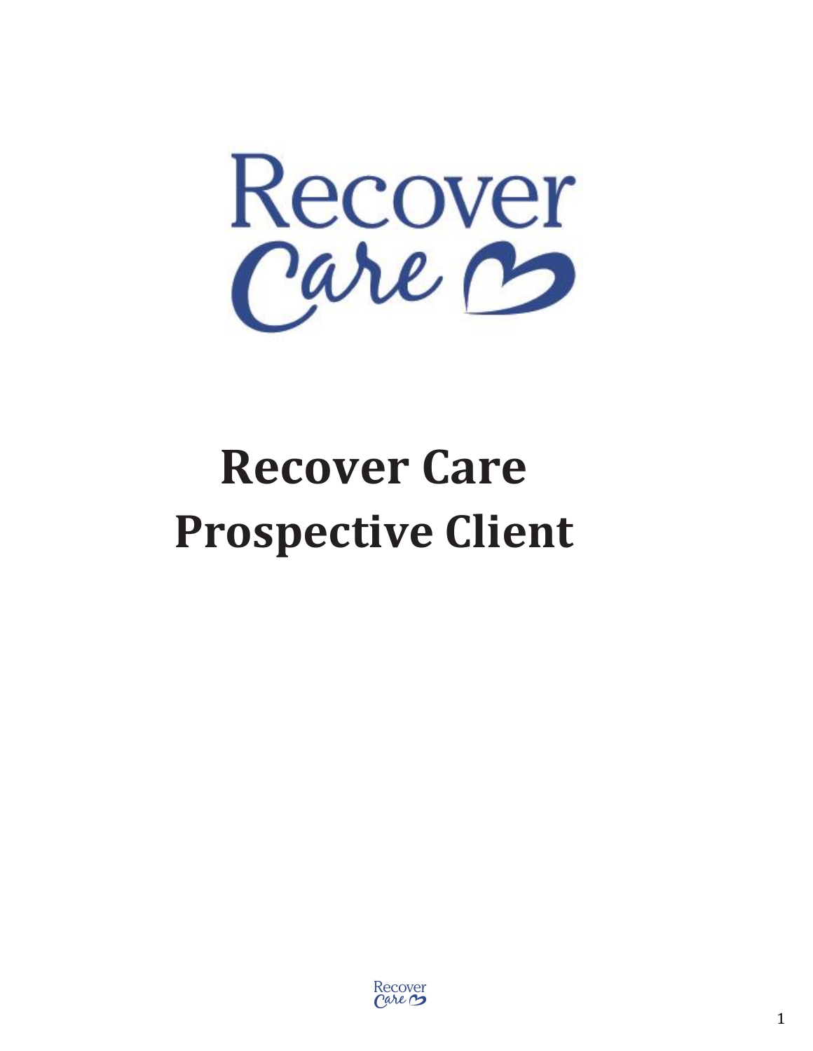# Recover Care
# Prospective Client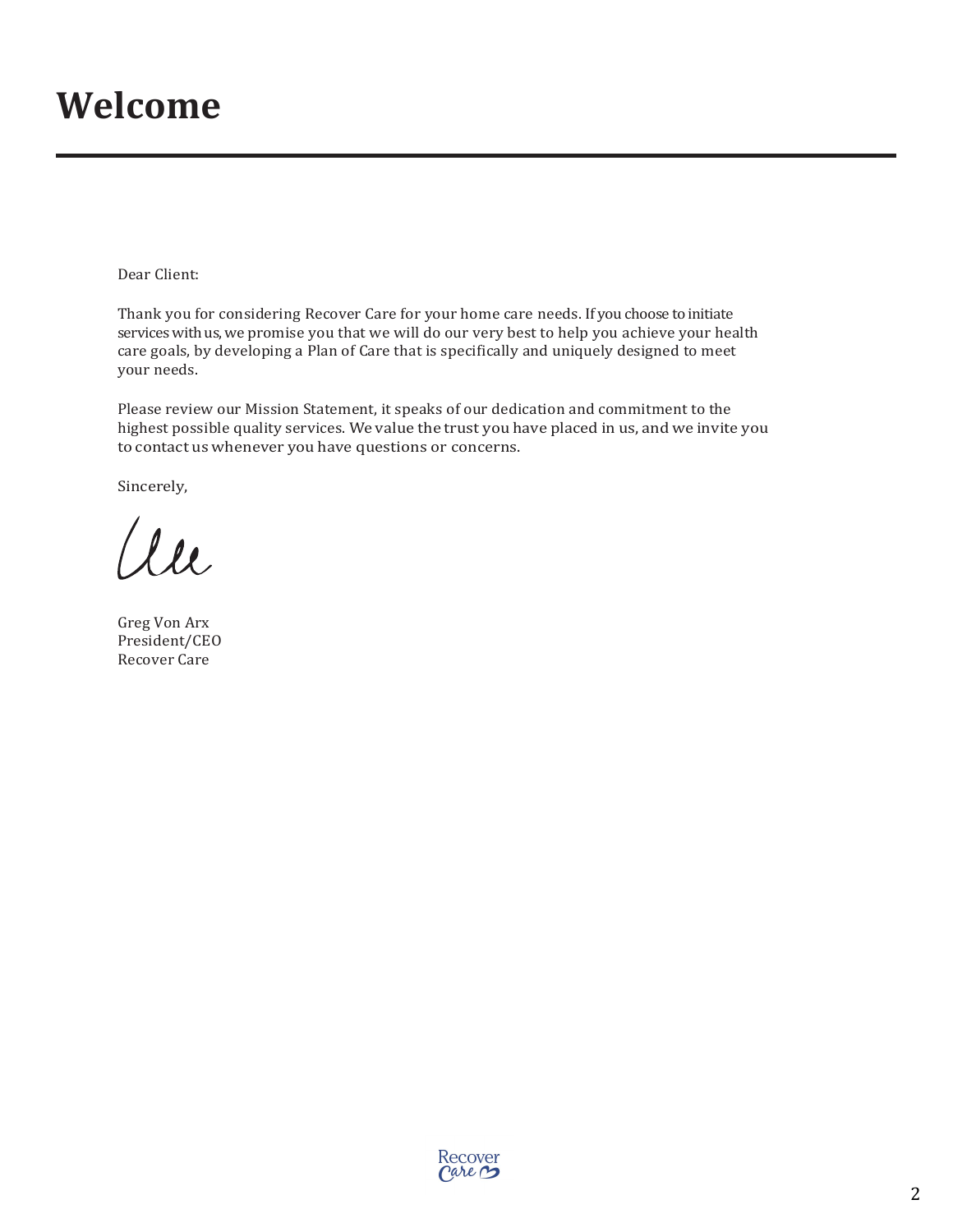# Welcome

Dear Client:

Thank you for considering Recover Care for your home care needs. If you choose to initiate services with us, we promise you that we will do our very best to help you achieve your health care goals, by developing a Plan of Care that is specifically and uniquely designed to meet your needs.

Please review our Mission Statement, it speaks of our dedication and commitment to the highest possible quality services. We value the trust you have placed in us, and we invite you to contact us whenever you have questions or concerns.

Sincerely,

Greg Von Arx
President/CEO
Recover Care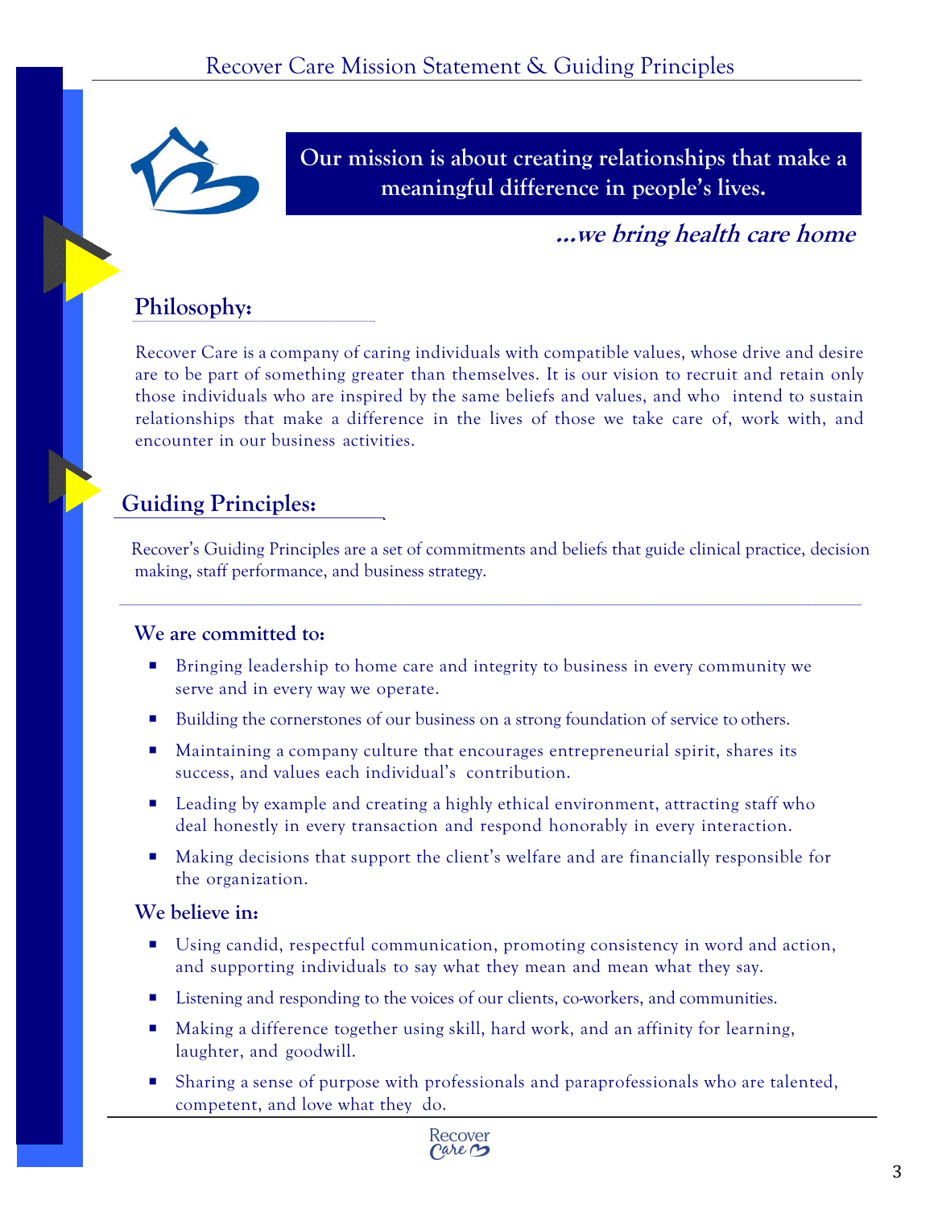# Recover Care Mission Statement & Guiding Principles

**Our mission is about creating relationships that make a meaningful difference in people's lives.**

***...we bring health care home***

## Philosophy:

Recover Care is a company of caring individuals with compatible values, whose drive and desire are to be part of something greater than themselves. It is our vision to recruit and retain only those individuals who are inspired by the same beliefs and values, and who intend to sustain relationships that make a difference in the lives of those we take care of, work with, and encounter in our business activities.

## Guiding Principles:

Recover's Guiding Principles are a set of commitments and beliefs that guide clinical practice, decision making, staff performance, and business strategy.

### We are committed to:

- Bringing leadership to home care and integrity to business in every community we serve and in every way we operate.
- Building the cornerstones of our business on a strong foundation of service to others.
- Maintaining a company culture that encourages entrepreneurial spirit, shares its success, and values each individual's contribution.
- Leading by example and creating a highly ethical environment, attracting staff who deal honestly in every transaction and respond honorably in every interaction.
- Making decisions that support the client's welfare and are financially responsible for the organization.

### We believe in:

- Using candid, respectful communication, promoting consistency in word and action, and supporting individuals to say what they mean and mean what they say.
- Listening and responding to the voices of our clients, co-workers, and communities.
- Making a difference together using skill, hard work, and an affinity for learning, laughter, and goodwill.
- Sharing a sense of purpose with professionals and paraprofessionals who are talented, competent, and love what they do.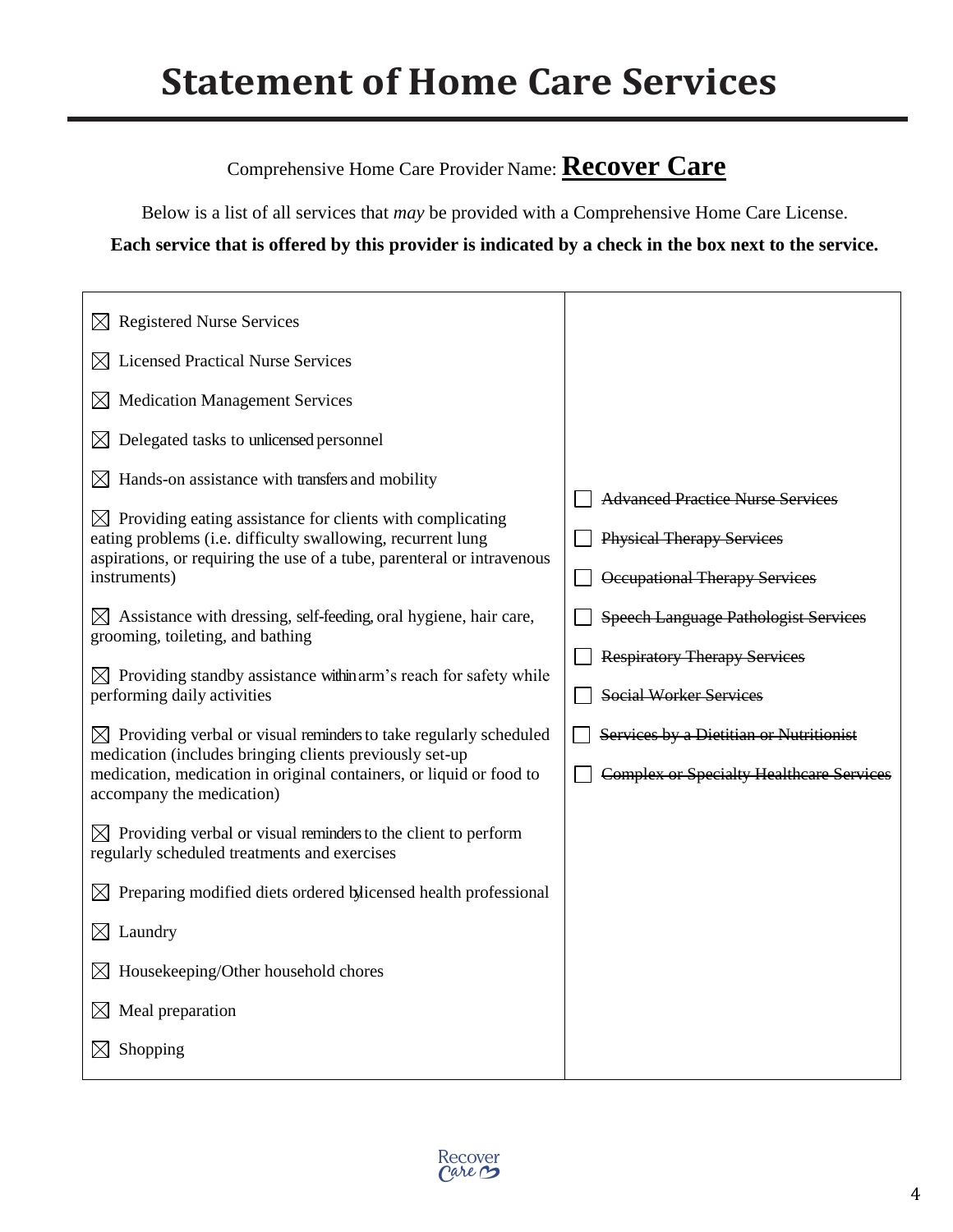# Statement of Home Care Services

Comprehensive Home Care Provider Name: **Recover Care**

Below is a list of all services that *may* be provided with a Comprehensive Home Care License.

**Each service that is offered by this provider is indicated by a check in the box next to the service.**

- ☒ Registered Nurse Services
- ☒ Licensed Practical Nurse Services
- ☒ Medication Management Services
- ☒ Delegated tasks to unlicensed personnel
- ☒ Hands-on assistance with transfers and mobility
- ☒ Providing eating assistance for clients with complicating eating problems (i.e. difficulty swallowing, recurrent lung aspirations, or requiring the use of a tube, parenteral or intravenous instruments)
- ☒ Assistance with dressing, self-feeding, oral hygiene, hair care, grooming, toileting, and bathing
- ☒ Providing standby assistance within arm's reach for safety while performing daily activities
- ☒ Providing verbal or visual reminders to take regularly scheduled medication (includes bringing clients previously set-up medication, medication in original containers, or liquid or food to accompany the medication)
- ☒ Providing verbal or visual reminders to the client to perform regularly scheduled treatments and exercises
- ☒ Preparing modified diets ordered by licensed health professional
- ☒ Laundry
- ☒ Housekeeping/Other household chores
- ☒ Meal preparation
- ☒ Shopping

- ☐ ~~Advanced Practice Nurse Services~~
- ☐ ~~Physical Therapy Services~~
- ☐ ~~Occupational Therapy Services~~
- ☐ ~~Speech Language Pathologist Services~~
- ☐ ~~Respiratory Therapy Services~~
- ☐ ~~Social Worker Services~~
- ☐ ~~Services by a Dietitian or Nutritionist~~
- ☐ ~~Complex or Specialty Healthcare Services~~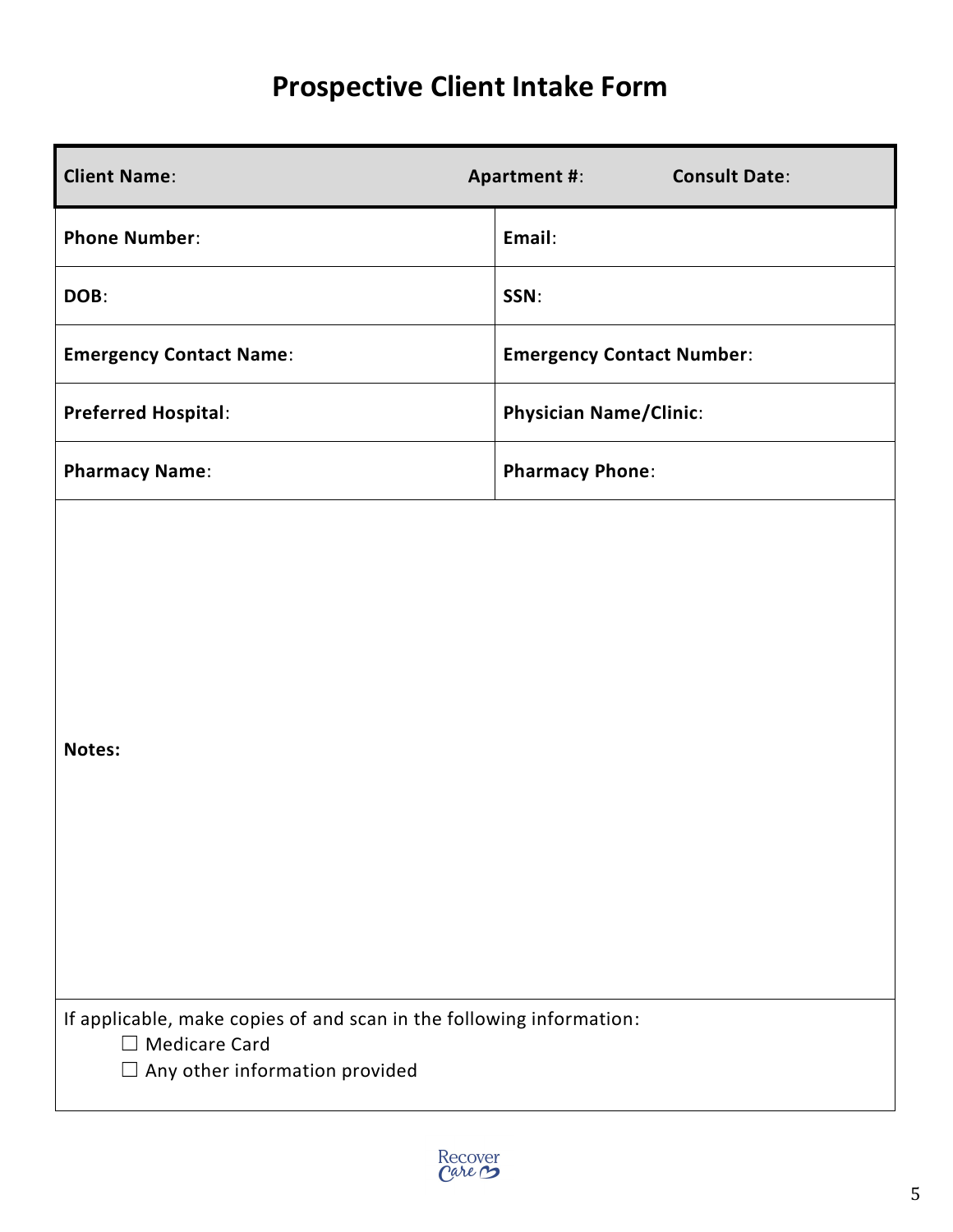# Prospective Client Intake Form

| **Client Name**: | **Apartment #**: **Consult Date**: |
|---|---|
| **Phone Number**: | **Email**: |
| **DOB**: | **SSN**: |
| **Emergency Contact Name**: | **Emergency Contact Number**: |
| **Preferred Hospital**: | **Physician Name/Clinic**: |
| **Pharmacy Name**: | **Pharmacy Phone**: |

**Notes:**

If applicable, make copies of and scan in the following information:

- ☐ Medicare Card
- ☐ Any other information provided

Recover Care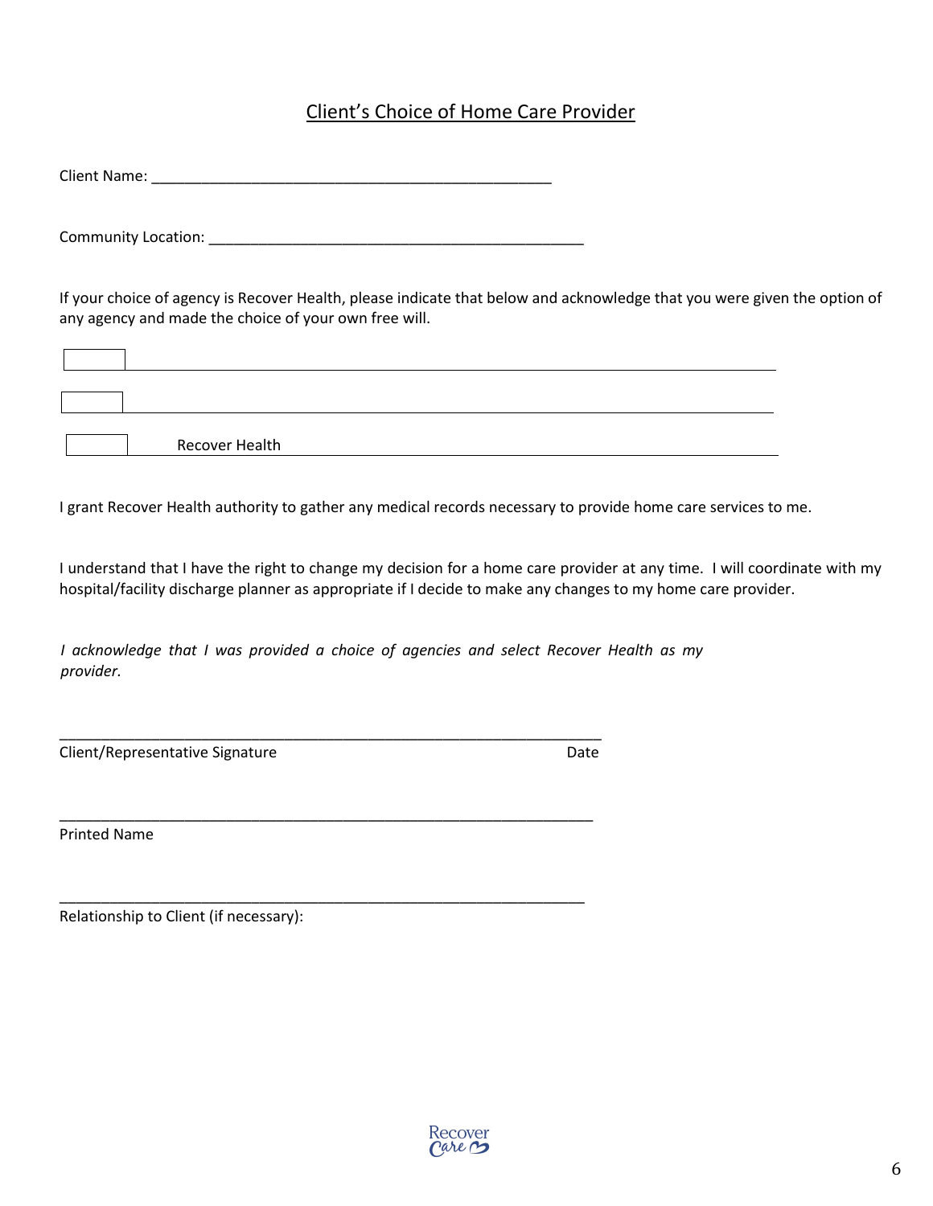## Client's Choice of Home Care Provider

Client Name: ________________________________________________

Community Location: ____________________________________________

If your choice of agency is Recover Health, please indicate that below and acknowledge that you were given the option of any agency and made the choice of your own free will.

☐ ________________________________________________________________

☐ ________________________________________________________________

☐ Recover Health ______________________________________________________

I grant Recover Health authority to gather any medical records necessary to provide home care services to me.

I understand that I have the right to change my decision for a home care provider at any time. I will coordinate with my hospital/facility discharge planner as appropriate if I decide to make any changes to my home care provider.

*I acknowledge that I was provided a choice of agencies and select Recover Health as my provider.*

_________________________________________________________________

Client/Representative Signature                                                    Date

_________________________________________________________________

Printed Name

_________________________________________________________________

Relationship to Client (if necessary):

Recover Care